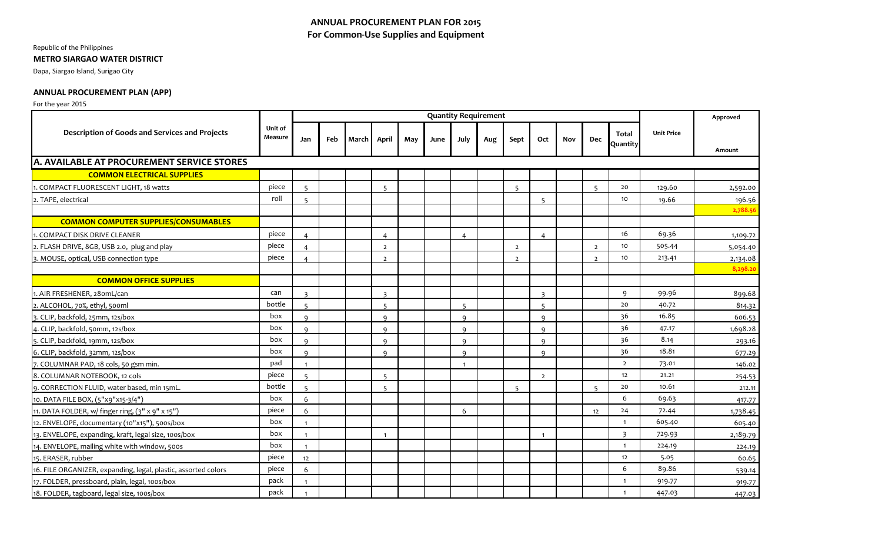# ANNUAL PROCUREMENT PLAN FOR 2015
## For Common-Use Supplies and Equipment

Republic of the Philippines
**METRO SIARGAO WATER DISTRICT**
Dapa, Siargao Island, Surigao City

### ANNUAL PROCUREMENT PLAN (APP)

For the year 2015

| Description of Goods and Services and Projects | Unit of Measure | Quantity Requirement | | | | | | | | | | | | | Unit Price | Approved Amount |
|---|---|---|---|---|---|---|---|---|---|---|---|---|---|---|---|---|
| | | Jan | Feb | March | April | May | June | July | Aug | Sept | Oct | Nov | Dec | Total Quantity | | |
| **A. AVAILABLE AT PROCUREMENT SERVICE STORES** | | | | | | | | | | | | | | | | |
| **COMMON ELECTRICAL SUPPLIES** | | | | | | | | | | | | | | | | |
| 1. COMPACT FLUORESCENT LIGHT, 18 watts | piece | 5 | | | 5 | | | | | 5 | | | 5 | 20 | 129.60 | 2,592.00 |
| 2. TAPE, electrical | roll | 5 | | | | | | | | | 5 | | | 10 | 19.66 | 196.56 |
| | | | | | | | | | | | | | | | | 2,788.56 |
| **COMMON COMPUTER SUPPLIES/CONSUMABLES** | | | | | | | | | | | | | | | | |
| 1. COMPACT DISK DRIVE CLEANER | piece | 4 | | | 4 | | | 4 | | | 4 | | | 16 | 69.36 | 1,109.72 |
| 2. FLASH DRIVE, 8GB, USB 2.0, plug and play | piece | 4 | | | 2 | | | | | 2 | | | 2 | 10 | 505.44 | 5,054.40 |
| 3. MOUSE, optical, USB connection type | piece | 4 | | | 2 | | | | | 2 | | | 2 | 10 | 213.41 | 2,134.08 |
| | | | | | | | | | | | | | | | | 8,298.20 |
| **COMMON OFFICE SUPPLIES** | | | | | | | | | | | | | | | | |
| 1. AIR FRESHENER, 280mL/can | can | 3 | | | 3 | | | | | | 3 | | | 9 | 99.96 | 899.68 |
| 2. ALCOHOL, 70%, ethyl, 500ml | bottle | 5 | | | 5 | | | 5 | | | 5 | | | 20 | 40.72 | 814.32 |
| 3. CLIP, backfold, 25mm, 12s/box | box | 9 | | | 9 | | | 9 | | | 9 | | | 36 | 16.85 | 606.53 |
| 4. CLIP, backfold, 50mm, 12s/box | box | 9 | | | 9 | | | 9 | | | 9 | | | 36 | 47.17 | 1,698.28 |
| 5. CLIP, backfold, 19mm, 12s/box | box | 9 | | | 9 | | | 9 | | | 9 | | | 36 | 8.14 | 293.16 |
| 6. CLIP, backfold, 32mm, 12s/box | box | 9 | | | 9 | | | 9 | | | 9 | | | 36 | 18.81 | 677.29 |
| 7. COLUMNAR PAD, 18 cols, 50 gsm min. | pad | 1 | | | | | | 1 | | | | | | 2 | 73.01 | 146.02 |
| 8. COLUMNAR NOTEBOOK, 12 cols | piece | 5 | | | 5 | | | | | | 2 | | | 12 | 21.21 | 254.53 |
| 9. CORRECTION FLUID, water based, min 15mL. | bottle | 5 | | | 5 | | | | | 5 | | | 5 | 20 | 10.61 | 212.11 |
| 10. DATA FILE BOX, (5"x9"x15-3/4") | box | 6 | | | | | | | | | | | | 6 | 69.63 | 417.77 |
| 11. DATA FOLDER, w/ finger ring, (3" x 9" x 15") | piece | 6 | | | | | | 6 | | | | | 12 | 24 | 72.44 | 1,738.45 |
| 12. ENVELOPE, documentary (10"x15"), 500s/box | box | 1 | | | | | | | | | | | | 1 | 605.40 | 605.40 |
| 13. ENVELOPE, expanding, kraft, legal size, 100s/box | box | 1 | | | 1 | | | | | | 1 | | | 3 | 729.93 | 2,189.79 |
| 14. ENVELOPE, mailing white with window, 500s | box | 1 | | | | | | | | | | | | 1 | 224.19 | 224.19 |
| 15. ERASER, rubber | piece | 12 | | | | | | | | | | | | 12 | 5.05 | 60.65 |
| 16. FILE ORGANIZER, expanding, legal, plastic, assorted colors | piece | 6 | | | | | | | | | | | | 6 | 89.86 | 539.14 |
| 17. FOLDER, pressboard, plain, legal, 100s/box | pack | 1 | | | | | | | | | | | | 1 | 919.77 | 919.77 |
| 18. FOLDER, tagboard, legal size, 100s/box | pack | 1 | | | | | | | | | | | | 1 | 447.03 | 447.03 |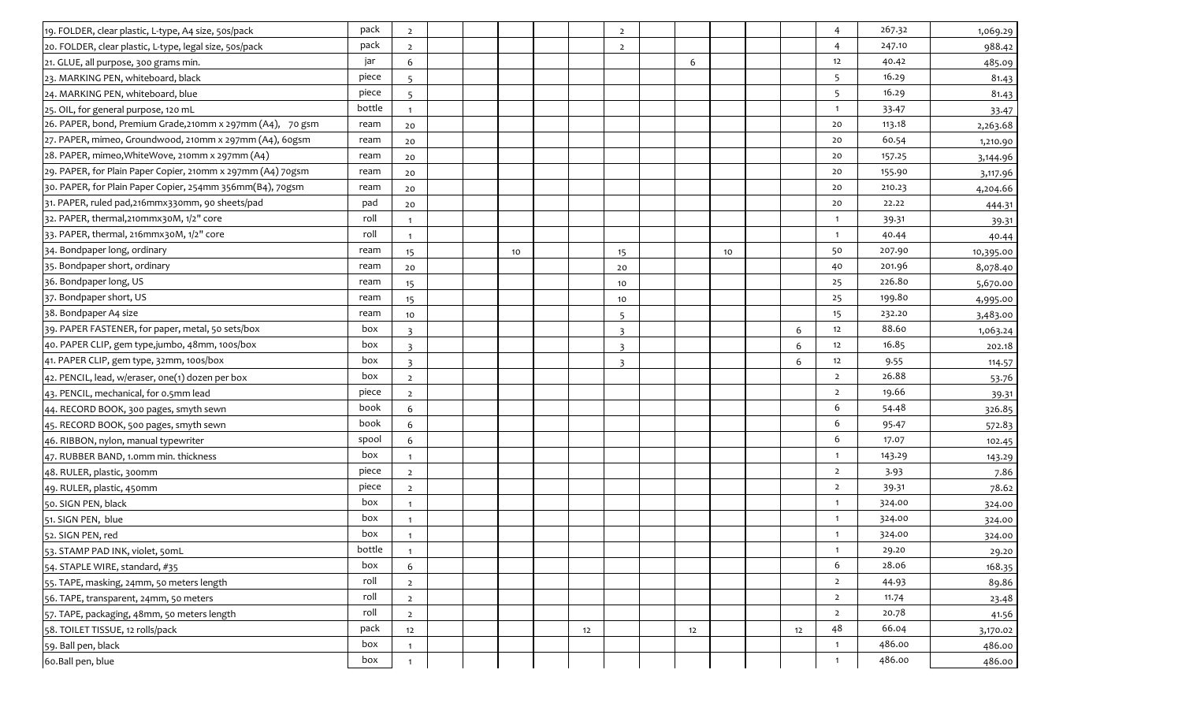| | | | | | | | | | | | | | | | | |
|---|---|---|---|---|---|---|---|---|---|---|---|---|---|---|---|---|
| 19. FOLDER, clear plastic, L-type, A4 size, 50s/pack | pack | 2 | | | | | | 2 | | | | | | 4 | 267.32 | 1,069.29 |
| 20. FOLDER, clear plastic, L-type, legal size, 50s/pack | pack | 2 | | | | | | 2 | | | | | | 4 | 247.10 | 988.42 |
| 21. GLUE, all purpose, 300 grams min. | jar | 6 | | | | | | | | 6 | | | | 12 | 40.42 | 485.09 |
| 23. MARKING PEN, whiteboard, black | piece | 5 | | | | | | | | | | | | 5 | 16.29 | 81.43 |
| 24. MARKING PEN, whiteboard, blue | piece | 5 | | | | | | | | | | | | 5 | 16.29 | 81.43 |
| 25. OIL, for general purpose, 120 mL | bottle | 1 | | | | | | | | | | | | 1 | 33.47 | 33.47 |
| 26. PAPER, bond, Premium Grade,210mm x 297mm (A4), 70 gsm | ream | 20 | | | | | | | | | | | | 20 | 113.18 | 2,263.68 |
| 27. PAPER, mimeo, Groundwood, 210mm x 297mm (A4), 60gsm | ream | 20 | | | | | | | | | | | | 20 | 60.54 | 1,210.90 |
| 28. PAPER, mimeo,WhiteWove, 210mm x 297mm (A4) | ream | 20 | | | | | | | | | | | | 20 | 157.25 | 3,144.96 |
| 29. PAPER, for Plain Paper Copier, 210mm x 297mm (A4) 70gsm | ream | 20 | | | | | | | | | | | | 20 | 155.90 | 3,117.96 |
| 30. PAPER, for Plain Paper Copier, 254mm 356mm(B4), 70gsm | ream | 20 | | | | | | | | | | | | 20 | 210.23 | 4,204.66 |
| 31. PAPER, ruled pad,216mmx330mm, 90 sheets/pad | pad | 20 | | | | | | | | | | | | 20 | 22.22 | 444.31 |
| 32. PAPER, thermal,210mmx30M, 1/2" core | roll | 1 | | | | | | | | | | | | 1 | 39.31 | 39.31 |
| 33. PAPER, thermal, 216mmx30M, 1/2" core | roll | 1 | | | | | | | | | | | | 1 | 40.44 | 40.44 |
| 34. Bondpaper long, ordinary | ream | 15 | | | 10 | | | 15 | | | 10 | | | 50 | 207.90 | 10,395.00 |
| 35. Bondpaper short, ordinary | ream | 20 | | | | | | 20 | | | | | | 40 | 201.96 | 8,078.40 |
| 36. Bondpaper long, US | ream | 15 | | | | | | 10 | | | | | | 25 | 226.80 | 5,670.00 |
| 37. Bondpaper short, US | ream | 15 | | | | | | 10 | | | | | | 25 | 199.80 | 4,995.00 |
| 38. Bondpaper A4 size | ream | 10 | | | | | | 5 | | | | | | 15 | 232.20 | 3,483.00 |
| 39. PAPER FASTENER, for paper, metal, 50 sets/box | box | 3 | | | | | | 3 | | | | | 6 | 12 | 88.60 | 1,063.24 |
| 40. PAPER CLIP, gem type,jumbo, 48mm, 100s/box | box | 3 | | | | | | 3 | | | | | 6 | 12 | 16.85 | 202.18 |
| 41. PAPER CLIP, gem type, 32mm, 100s/box | box | 3 | | | | | | 3 | | | | | 6 | 12 | 9.55 | 114.57 |
| 42. PENCIL, lead, w/eraser, one(1) dozen per box | box | 2 | | | | | | | | | | | | 2 | 26.88 | 53.76 |
| 43. PENCIL, mechanical, for 0.5mm lead | piece | 2 | | | | | | | | | | | | 2 | 19.66 | 39.31 |
| 44. RECORD BOOK, 300 pages, smyth sewn | book | 6 | | | | | | | | | | | | 6 | 54.48 | 326.85 |
| 45. RECORD BOOK, 500 pages, smyth sewn | book | 6 | | | | | | | | | | | | 6 | 95.47 | 572.83 |
| 46. RIBBON, nylon, manual typewriter | spool | 6 | | | | | | | | | | | | 6 | 17.07 | 102.45 |
| 47. RUBBER BAND, 1.0mm min. thickness | box | 1 | | | | | | | | | | | | 1 | 143.29 | 143.29 |
| 48. RULER, plastic, 300mm | piece | 2 | | | | | | | | | | | | 2 | 3.93 | 7.86 |
| 49. RULER, plastic, 450mm | piece | 2 | | | | | | | | | | | | 2 | 39.31 | 78.62 |
| 50. SIGN PEN, black | box | 1 | | | | | | | | | | | | 1 | 324.00 | 324.00 |
| 51. SIGN PEN, blue | box | 1 | | | | | | | | | | | | 1 | 324.00 | 324.00 |
| 52. SIGN PEN, red | box | 1 | | | | | | | | | | | | 1 | 324.00 | 324.00 |
| 53. STAMP PAD INK, violet, 50mL | bottle | 1 | | | | | | | | | | | | 1 | 29.20 | 29.20 |
| 54. STAPLE WIRE, standard, #35 | box | 6 | | | | | | | | | | | | 6 | 28.06 | 168.35 |
| 55. TAPE, masking, 24mm, 50 meters length | roll | 2 | | | | | | | | | | | | 2 | 44.93 | 89.86 |
| 56. TAPE, transparent, 24mm, 50 meters | roll | 2 | | | | | | | | | | | | 2 | 11.74 | 23.48 |
| 57. TAPE, packaging, 48mm, 50 meters length | roll | 2 | | | | | | | | | | | | 2 | 20.78 | 41.56 |
| 58. TOILET TISSUE, 12 rolls/pack | pack | 12 | | | | | 12 | | | 12 | | | 12 | 48 | 66.04 | 3,170.02 |
| 59. Ball pen, black | box | 1 | | | | | | | | | | | | 1 | 486.00 | 486.00 |
| 60.Ball pen, blue | box | 1 | | | | | | | | | | | | 1 | 486.00 | 486.00 |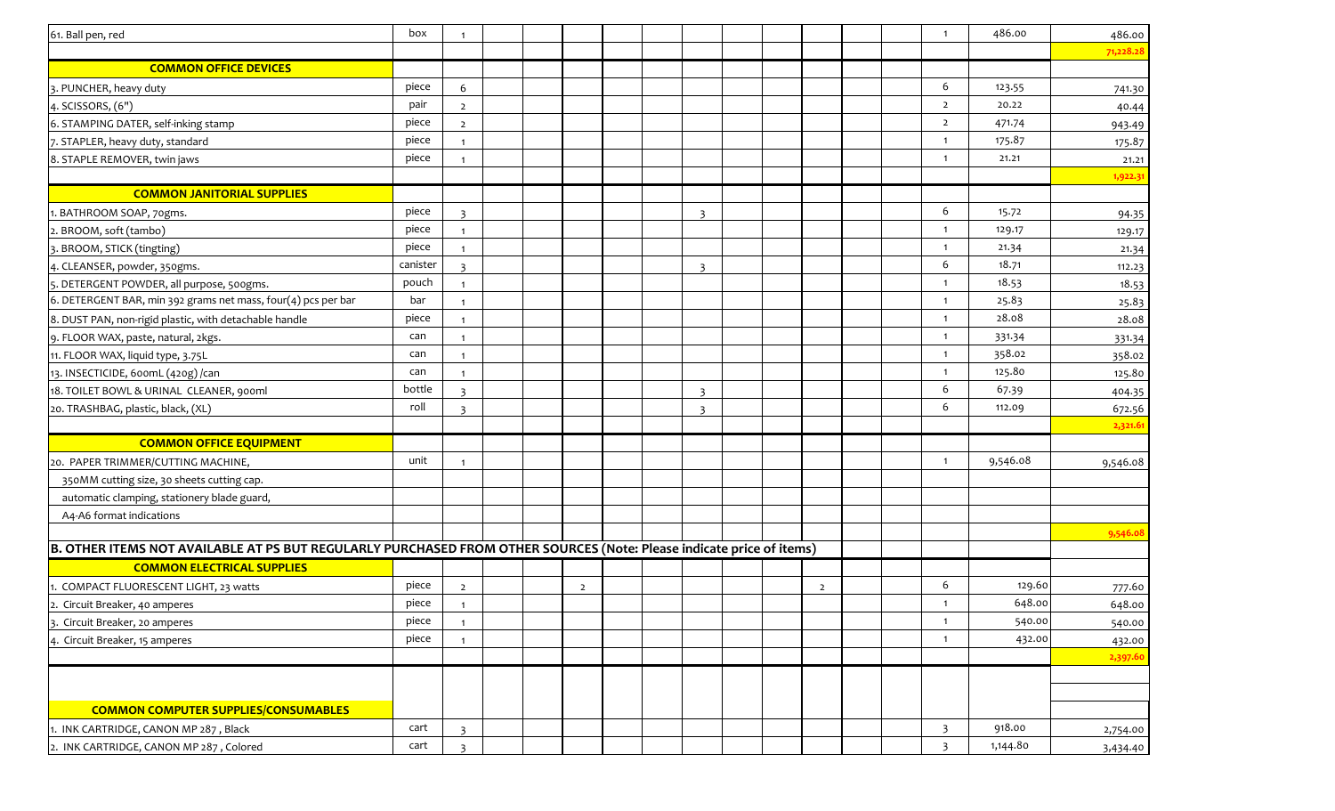| | | | | | | | | | | | | | | | | |
|---|---|---|---|---|---|---|---|---|---|---|---|---|---|---|---|---|
| 61. Ball pen, red | box | 1 | | | | | | | | | | | | 1 | 486.00 | 486.00 |
| | | | | | | | | | | | | | | | | 71,228.28 |
| **COMMON OFFICE DEVICES** | | | | | | | | | | | | | | | | |
| 3. PUNCHER, heavy duty | piece | 6 | | | | | | | | | | | | 6 | 123.55 | 741.30 |
| 4. SCISSORS, (6") | pair | 2 | | | | | | | | | | | | 2 | 20.22 | 40.44 |
| 6. STAMPING DATER, self-inking stamp | piece | 2 | | | | | | | | | | | | 2 | 471.74 | 943.49 |
| 7. STAPLER, heavy duty, standard | piece | 1 | | | | | | | | | | | | 1 | 175.87 | 175.87 |
| 8. STAPLE REMOVER, twin jaws | piece | 1 | | | | | | | | | | | | 1 | 21.21 | 21.21 |
| | | | | | | | | | | | | | | | | 1,922.31 |
| **COMMON JANITORIAL SUPPLIES** | | | | | | | | | | | | | | | | |
| 1. BATHROOM SOAP, 70gms. | piece | 3 | | | | | | 3 | | | | | | 6 | 15.72 | 94.35 |
| 2. BROOM, soft (tambo) | piece | 1 | | | | | | | | | | | | 1 | 129.17 | 129.17 |
| 3. BROOM, STICK (tingting) | piece | 1 | | | | | | | | | | | | 1 | 21.34 | 21.34 |
| 4. CLEANSER, powder, 350gms. | canister | 3 | | | | | | 3 | | | | | | 6 | 18.71 | 112.23 |
| 5. DETERGENT POWDER, all purpose, 500gms. | pouch | 1 | | | | | | | | | | | | 1 | 18.53 | 18.53 |
| 6. DETERGENT BAR, min 392 grams net mass, four(4) pcs per bar | bar | 1 | | | | | | | | | | | | 1 | 25.83 | 25.83 |
| 8. DUST PAN, non-rigid plastic, with detachable handle | piece | 1 | | | | | | | | | | | | 1 | 28.08 | 28.08 |
| 9. FLOOR WAX, paste, natural, 2kgs. | can | 1 | | | | | | | | | | | | 1 | 331.34 | 331.34 |
| 11. FLOOR WAX, liquid type, 3.75L | can | 1 | | | | | | | | | | | | 1 | 358.02 | 358.02 |
| 13. INSECTICIDE, 600mL (420g) /can | can | 1 | | | | | | | | | | | | 1 | 125.80 | 125.80 |
| 18. TOILET BOWL & URINAL CLEANER, 900ml | bottle | 3 | | | | | | 3 | | | | | | 6 | 67.39 | 404.35 |
| 20. TRASHBAG, plastic, black, (XL) | roll | 3 | | | | | | 3 | | | | | | 6 | 112.09 | 672.56 |
| | | | | | | | | | | | | | | | | 2,321.61 |
| **COMMON OFFICE EQUIPMENT** | | | | | | | | | | | | | | | | |
| 20. PAPER TRIMMER/CUTTING MACHINE, | unit | 1 | | | | | | | | | | | | 1 | 9,546.08 | 9,546.08 |
| 350MM cutting size, 30 sheets cutting cap. | | | | | | | | | | | | | | | | |
| automatic clamping, stationery blade guard, | | | | | | | | | | | | | | | | |
| A4-A6 format indications | | | | | | | | | | | | | | | | |
| | | | | | | | | | | | | | | | | 9,546.08 |
| **B. OTHER ITEMS NOT AVAILABLE AT PS BUT REGULARLY PURCHASED FROM OTHER SOURCES (Note: Please indicate price of items)** | | | | | | | | | | | | | | | | |
| **COMMON ELECTRICAL SUPPLIES** | | | | | | | | | | | | | | | | |
| 1. COMPACT FLUORESCENT LIGHT, 23 watts | piece | 2 | | | 2 | | | | | | 2 | | | 6 | 129.60 | 777.60 |
| 2. Circuit Breaker, 40 amperes | piece | 1 | | | | | | | | | | | | 1 | 648.00 | 648.00 |
| 3. Circuit Breaker, 20 amperes | piece | 1 | | | | | | | | | | | | 1 | 540.00 | 540.00 |
| 4. Circuit Breaker, 15 amperes | piece | 1 | | | | | | | | | | | | 1 | 432.00 | 432.00 |
| | | | | | | | | | | | | | | | | 2,397.60 |
| **COMMON COMPUTER SUPPLIES/CONSUMABLES** | | | | | | | | | | | | | | | | |
| 1. INK CARTRIDGE, CANON MP 287 , Black | cart | 3 | | | | | | | | | | | | 3 | 918.00 | 2,754.00 |
| 2. INK CARTRIDGE, CANON MP 287 , Colored | cart | 3 | | | | | | | | | | | | 3 | 1,144.80 | 3,434.40 |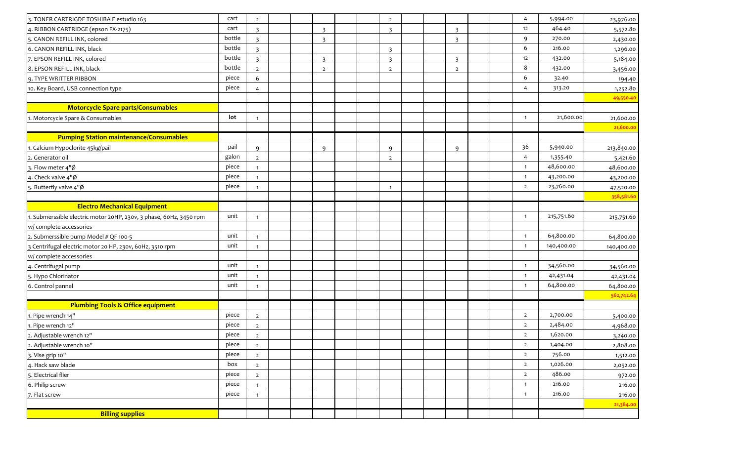| | | | | | | | | | | | | | | | | |
|---|---|---|---|---|---|---|---|---|---|---|---|---|---|---|---|---|
| 3. TONER CARTRIGDE TOSHIBA E estudio 163 | cart | 2 | | | | | | 2 | | | | | | 4 | 5,994.00 | 23,976.00 |
| 4. RIBBON CARTRIDGE (epson FX-2175) | cart | 3 | | | 3 | | | 3 | | | 3 | | | 12 | 464.40 | 5,572.80 |
| 5. CANON REFILL INK, colored | bottle | 3 | | | 3 | | | | | | 3 | | | 9 | 270.00 | 2,430.00 |
| 6. CANON REFILL INK, black | bottle | 3 | | | | | | 3 | | | | | | 6 | 216.00 | 1,296.00 |
| 7. EPSON REFILL INK, colored | bottle | 3 | | | 3 | | | 3 | | | 3 | | | 12 | 432.00 | 5,184.00 |
| 8. EPSON REFILL INK, black | bottle | 2 | | | 2 | | | 2 | | | 2 | | | 8 | 432.00 | 3,456.00 |
| 9. TYPE WRITTER RIBBON | piece | 6 | | | | | | | | | | | | 6 | 32.40 | 194.40 |
| 10. Key Board, USB connection type | piece | 4 | | | | | | | | | | | | 4 | 313.20 | 1,252.80 |
| | | | | | | | | | | | | | | | | **49,550.40** |
| **Motorcycle Spare parts/Consumables** | | | | | | | | | | | | | | | | |
| 1. Motorcycle Spare & Consumables | **lot** | 1 | | | | | | | | | | | | 1 | 21,600.00 | 21,600.00 |
| | | | | | | | | | | | | | | | | **21,600.00** |
| **Pumping Station maintenance/Consumables** | | | | | | | | | | | | | | | | |
| 1. Calcium Hypoclorite 45kg/pail | pail | 9 | | | 9 | | | 9 | | | 9 | | | 36 | 5,940.00 | 213,840.00 |
| 2. Generator oil | galon | 2 | | | | | | 2 | | | | | | 4 | 1,355.40 | 5,421.60 |
| 3. Flow meter 4"Ø | piece | 1 | | | | | | | | | | | | 1 | 48,600.00 | 48,600.00 |
| 4. Check valve 4"Ø | piece | 1 | | | | | | | | | | | | 1 | 43,200.00 | 43,200.00 |
| 5. Butterfly valve 4"Ø | piece | 1 | | | | | | 1 | | | | | | 2 | 23,760.00 | 47,520.00 |
| | | | | | | | | | | | | | | | | **358,581.60** |
| **Electro Mechanical Equipment** | | | | | | | | | | | | | | | | |
| 1. Submerssible electric motor 20HP, 230v, 3 phase, 60Hz, 3450 rpm | unit | 1 | | | | | | | | | | | | 1 | 215,751.60 | 215,751.60 |
| w/ complete accessories | | | | | | | | | | | | | | | | |
| 2. Submerssible pump Model # QF 100-5 | unit | 1 | | | | | | | | | | | | 1 | 64,800.00 | 64,800.00 |
| 3 Centrifugal electric motor 20 HP, 230v, 60Hz, 3510 rpm | unit | 1 | | | | | | | | | | | | 1 | 140,400.00 | 140,400.00 |
| w/ complete accessories | | | | | | | | | | | | | | | | |
| 4. Centrifugal pump | unit | 1 | | | | | | | | | | | | 1 | 34,560.00 | 34,560.00 |
| 5. Hypo Chlorinator | unit | 1 | | | | | | | | | | | | 1 | 42,431.04 | 42,431.04 |
| 6. Control pannel | unit | 1 | | | | | | | | | | | | 1 | 64,800.00 | 64,800.00 |
| | | | | | | | | | | | | | | | | **562,742.64** |
| **Plumbing Tools & Office equipment** | | | | | | | | | | | | | | | | |
| 1. Pipe wrench 14" | piece | 2 | | | | | | | | | | | | 2 | 2,700.00 | 5,400.00 |
| 1. Pipe wrench 12" | piece | 2 | | | | | | | | | | | | 2 | 2,484.00 | 4,968.00 |
| 2. Adjustable wrench 12" | piece | 2 | | | | | | | | | | | | 2 | 1,620.00 | 3,240.00 |
| 2. Adjustable wrench 10" | piece | 2 | | | | | | | | | | | | 2 | 1,404.00 | 2,808.00 |
| 3. Vise grip 10" | piece | 2 | | | | | | | | | | | | 2 | 756.00 | 1,512.00 |
| 4. Hack saw blade | box | 2 | | | | | | | | | | | | 2 | 1,026.00 | 2,052.00 |
| 5. Electrical flier | piece | 2 | | | | | | | | | | | | 2 | 486.00 | 972.00 |
| 6. Philip screw | piece | 1 | | | | | | | | | | | | 1 | 216.00 | 216.00 |
| 7. Flat screw | piece | 1 | | | | | | | | | | | | 1 | 216.00 | 216.00 |
| | | | | | | | | | | | | | | | | **21,384.00** |
| **Billing supplies** | | | | | | | | | | | | | | | | |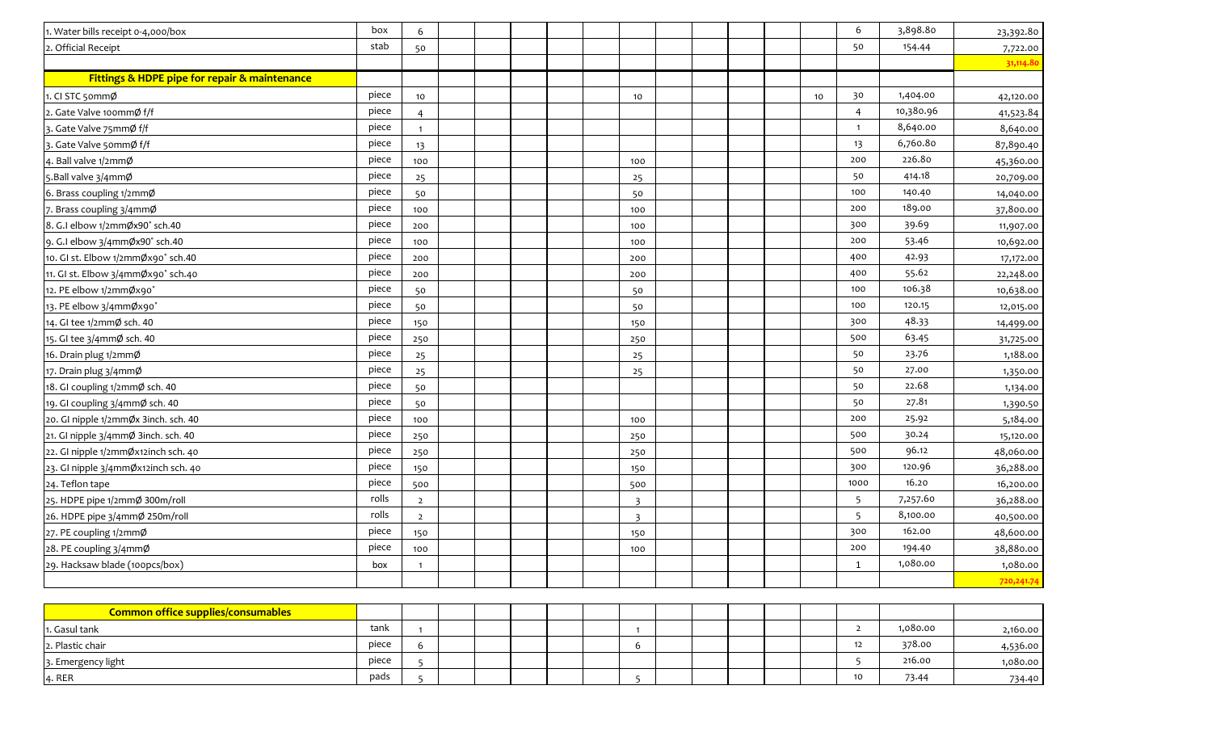| | | | | | | | | | | | | | | | | |
|---|---|---|---|---|---|---|---|---|---|---|---|---|---|---|---|---|
| 1. Water bills receipt 0-4,000/box | box | 6 | | | | | | | | | | | | 6 | 3,898.80 | 23,392.80 |
| 2. Official Receipt | stab | 50 | | | | | | | | | | | | 50 | 154.44 | 7,722.00 |
| | | | | | | | | | | | | | | | | 31,114.80 |
| **Fittings & HDPE pipe for repair & maintenance** | | | | | | | | | | | | | | | | |
| 1. CI STC 50mmØ | piece | 10 | | | | | | 10 | | | | | 10 | 30 | 1,404.00 | 42,120.00 |
| 2. Gate Valve 100mmØ f/f | piece | 4 | | | | | | | | | | | | 4 | 10,380.96 | 41,523.84 |
| 3. Gate Valve 75mmØ f/f | piece | 1 | | | | | | | | | | | | 1 | 8,640.00 | 8,640.00 |
| 3. Gate Valve 50mmØ f/f | piece | 13 | | | | | | | | | | | | 13 | 6,760.80 | 87,890.40 |
| 4. Ball valve 1/2mmØ | piece | 100 | | | | | | 100 | | | | | | 200 | 226.80 | 45,360.00 |
| 5.Ball valve 3/4mmØ | piece | 25 | | | | | | 25 | | | | | | 50 | 414.18 | 20,709.00 |
| 6. Brass coupling 1/2mmØ | piece | 50 | | | | | | 50 | | | | | | 100 | 140.40 | 14,040.00 |
| 7. Brass coupling 3/4mmØ | piece | 100 | | | | | | 100 | | | | | | 200 | 189.00 | 37,800.00 |
| 8. G.I elbow 1/2mmØx90˚ sch.40 | piece | 200 | | | | | | 100 | | | | | | 300 | 39.69 | 11,907.00 |
| 9. G.I elbow 3/4mmØx90˚ sch.40 | piece | 100 | | | | | | 100 | | | | | | 200 | 53.46 | 10,692.00 |
| 10. GI st. Elbow 1/2mmØx90˚ sch.40 | piece | 200 | | | | | | 200 | | | | | | 400 | 42.93 | 17,172.00 |
| 11. GI st. Elbow 3/4mmØx90˚ sch.40 | piece | 200 | | | | | | 200 | | | | | | 400 | 55.62 | 22,248.00 |
| 12. PE elbow 1/2mmØx90˚ | piece | 50 | | | | | | 50 | | | | | | 100 | 106.38 | 10,638.00 |
| 13. PE elbow 3/4mmØx90˚ | piece | 50 | | | | | | 50 | | | | | | 100 | 120.15 | 12,015.00 |
| 14. GI tee 1/2mmØ sch. 40 | piece | 150 | | | | | | 150 | | | | | | 300 | 48.33 | 14,499.00 |
| 15. GI tee 3/4mmØ sch. 40 | piece | 250 | | | | | | 250 | | | | | | 500 | 63.45 | 31,725.00 |
| 16. Drain plug 1/2mmØ | piece | 25 | | | | | | 25 | | | | | | 50 | 23.76 | 1,188.00 |
| 17. Drain plug 3/4mmØ | piece | 25 | | | | | | 25 | | | | | | 50 | 27.00 | 1,350.00 |
| 18. GI coupling 1/2mmØ sch. 40 | piece | 50 | | | | | | | | | | | | 50 | 22.68 | 1,134.00 |
| 19. GI coupling 3/4mmØ sch. 40 | piece | 50 | | | | | | | | | | | | 50 | 27.81 | 1,390.50 |
| 20. GI nipple 1/2mmØx 3inch. sch. 40 | piece | 100 | | | | | | 100 | | | | | | 200 | 25.92 | 5,184.00 |
| 21. GI nipple 3/4mmØ 3inch. sch. 40 | piece | 250 | | | | | | 250 | | | | | | 500 | 30.24 | 15,120.00 |
| 22. GI nipple 1/2mmØx12inch sch. 40 | piece | 250 | | | | | | 250 | | | | | | 500 | 96.12 | 48,060.00 |
| 23. GI nipple 3/4mmØx12inch sch. 40 | piece | 150 | | | | | | 150 | | | | | | 300 | 120.96 | 36,288.00 |
| 24. Teflon tape | piece | 500 | | | | | | 500 | | | | | | 1000 | 16.20 | 16,200.00 |
| 25. HDPE pipe 1/2mmØ 300m/roll | rolls | 2 | | | | | | 3 | | | | | | 5 | 7,257.60 | 36,288.00 |
| 26. HDPE pipe 3/4mmØ 250m/roll | rolls | 2 | | | | | | 3 | | | | | | 5 | 8,100.00 | 40,500.00 |
| 27. PE coupling 1/2mmØ | piece | 150 | | | | | | 150 | | | | | | 300 | 162.00 | 48,600.00 |
| 28. PE coupling 3/4mmØ | piece | 100 | | | | | | 100 | | | | | | 200 | 194.40 | 38,880.00 |
| 29. Hacksaw blade (100pcs/box) | box | 1 | | | | | | | | | | | | 1 | 1,080.00 | 1,080.00 |
| | | | | | | | | | | | | | | | | 720,241.74 |

| | | | | | | | | | | | | | | | | |
|---|---|---|---|---|---|---|---|---|---|---|---|---|---|---|---|---|
| **Common office supplies/consumables** | | | | | | | | | | | | | | | | |
| 1. Gasul tank | tank | 1 | | | | | | 1 | | | | | | 2 | 1,080.00 | 2,160.00 |
| 2. Plastic chair | piece | 6 | | | | | | 6 | | | | | | 12 | 378.00 | 4,536.00 |
| 3. Emergency light | piece | 5 | | | | | | | | | | | | 5 | 216.00 | 1,080.00 |
| 4. RER | pads | 5 | | | | | | 5 | | | | | | 10 | 73.44 | 734.40 |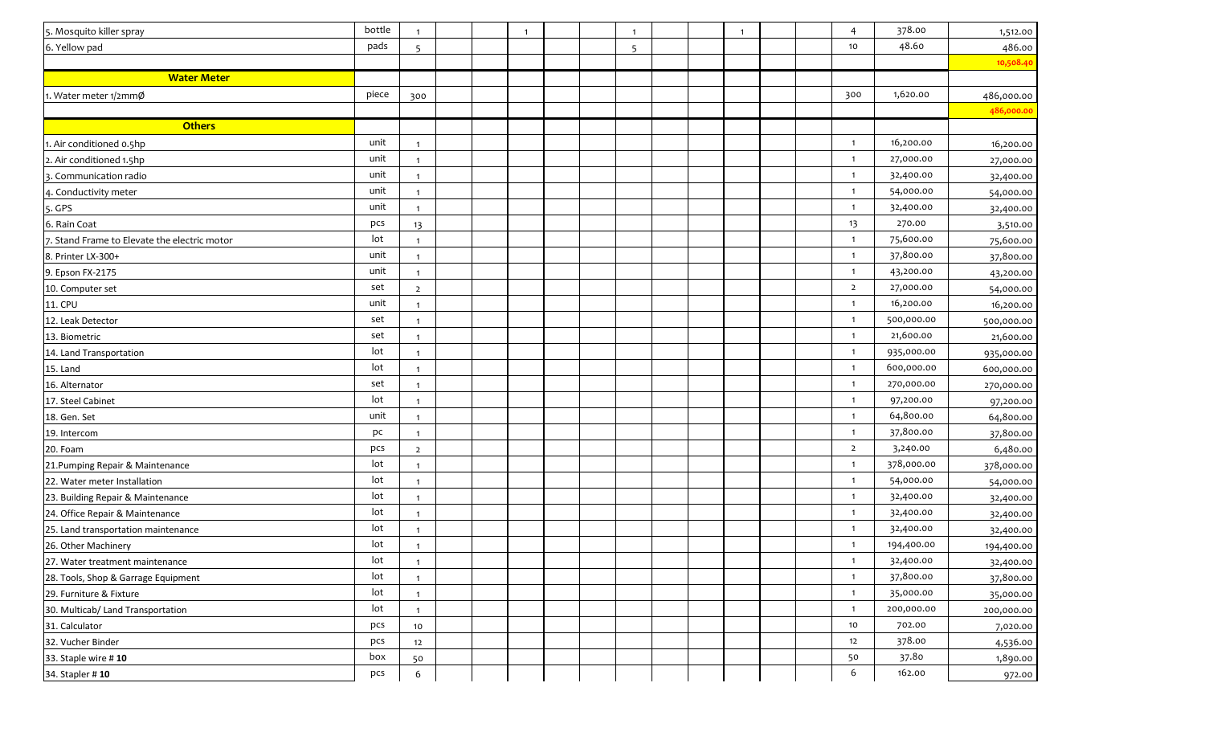| | | | | | | | | | | | | | | | | |
|---|---|---|---|---|---|---|---|---|---|---|---|---|---|---|---|---|
| 5. Mosquito killer spray | bottle | 1 | | | 1 | | | 1 | | | 1 | | | 4 | 378.00 | 1,512.00 |
| 6. Yellow pad | pads | 5 | | | | | | 5 | | | | | | 10 | 48.60 | 486.00 |
| | | | | | | | | | | | | | | | | **10,508.40** |
| **Water Meter** | | | | | | | | | | | | | | | | |
| 1. Water meter 1/2mmØ | piece | 300 | | | | | | | | | | | | 300 | 1,620.00 | 486,000.00 |
| | | | | | | | | | | | | | | | | **486,000.00** |
| **Others** | | | | | | | | | | | | | | | | |
| 1. Air conditioned 0.5hp | unit | 1 | | | | | | | | | | | | 1 | 16,200.00 | 16,200.00 |
| 2. Air conditioned 1.5hp | unit | 1 | | | | | | | | | | | | 1 | 27,000.00 | 27,000.00 |
| 3. Communication radio | unit | 1 | | | | | | | | | | | | 1 | 32,400.00 | 32,400.00 |
| 4. Conductivity meter | unit | 1 | | | | | | | | | | | | 1 | 54,000.00 | 54,000.00 |
| 5. GPS | unit | 1 | | | | | | | | | | | | 1 | 32,400.00 | 32,400.00 |
| 6. Rain Coat | pcs | 13 | | | | | | | | | | | | 13 | 270.00 | 3,510.00 |
| 7. Stand Frame to Elevate the electric motor | lot | 1 | | | | | | | | | | | | 1 | 75,600.00 | 75,600.00 |
| 8. Printer LX-300+ | unit | 1 | | | | | | | | | | | | 1 | 37,800.00 | 37,800.00 |
| 9. Epson FX-2175 | unit | 1 | | | | | | | | | | | | 1 | 43,200.00 | 43,200.00 |
| 10. Computer set | set | 2 | | | | | | | | | | | | 2 | 27,000.00 | 54,000.00 |
| 11. CPU | unit | 1 | | | | | | | | | | | | 1 | 16,200.00 | 16,200.00 |
| 12. Leak Detector | set | 1 | | | | | | | | | | | | 1 | 500,000.00 | 500,000.00 |
| 13. Biometric | set | 1 | | | | | | | | | | | | 1 | 21,600.00 | 21,600.00 |
| 14. Land Transportation | lot | 1 | | | | | | | | | | | | 1 | 935,000.00 | 935,000.00 |
| 15. Land | lot | 1 | | | | | | | | | | | | 1 | 600,000.00 | 600,000.00 |
| 16. Alternator | set | 1 | | | | | | | | | | | | 1 | 270,000.00 | 270,000.00 |
| 17. Steel Cabinet | lot | 1 | | | | | | | | | | | | 1 | 97,200.00 | 97,200.00 |
| 18. Gen. Set | unit | 1 | | | | | | | | | | | | 1 | 64,800.00 | 64,800.00 |
| 19. Intercom | pc | 1 | | | | | | | | | | | | 1 | 37,800.00 | 37,800.00 |
| 20. Foam | pcs | 2 | | | | | | | | | | | | 2 | 3,240.00 | 6,480.00 |
| 21.Pumping Repair & Maintenance | lot | 1 | | | | | | | | | | | | 1 | 378,000.00 | 378,000.00 |
| 22. Water meter Installation | lot | 1 | | | | | | | | | | | | 1 | 54,000.00 | 54,000.00 |
| 23. Building Repair & Maintenance | lot | 1 | | | | | | | | | | | | 1 | 32,400.00 | 32,400.00 |
| 24. Office Repair & Maintenance | lot | 1 | | | | | | | | | | | | 1 | 32,400.00 | 32,400.00 |
| 25. Land transportation maintenance | lot | 1 | | | | | | | | | | | | 1 | 32,400.00 | 32,400.00 |
| 26. Other Machinery | lot | 1 | | | | | | | | | | | | 1 | 194,400.00 | 194,400.00 |
| 27. Water treatment maintenance | lot | 1 | | | | | | | | | | | | 1 | 32,400.00 | 32,400.00 |
| 28. Tools, Shop & Garrage Equipment | lot | 1 | | | | | | | | | | | | 1 | 37,800.00 | 37,800.00 |
| 29. Furniture & Fixture | lot | 1 | | | | | | | | | | | | 1 | 35,000.00 | 35,000.00 |
| 30. Multicab/ Land Transportation | lot | 1 | | | | | | | | | | | | 1 | 200,000.00 | 200,000.00 |
| 31. Calculator | pcs | 10 | | | | | | | | | | | | 10 | 702.00 | 7,020.00 |
| 32. Vucher Binder | pcs | 12 | | | | | | | | | | | | 12 | 378.00 | 4,536.00 |
| 33. Staple wire # **10** | box | 50 | | | | | | | | | | | | 50 | 37.80 | 1,890.00 |
| 34. Stapler # **10** | pcs | 6 | | | | | | | | | | | | 6 | 162.00 | 972.00 |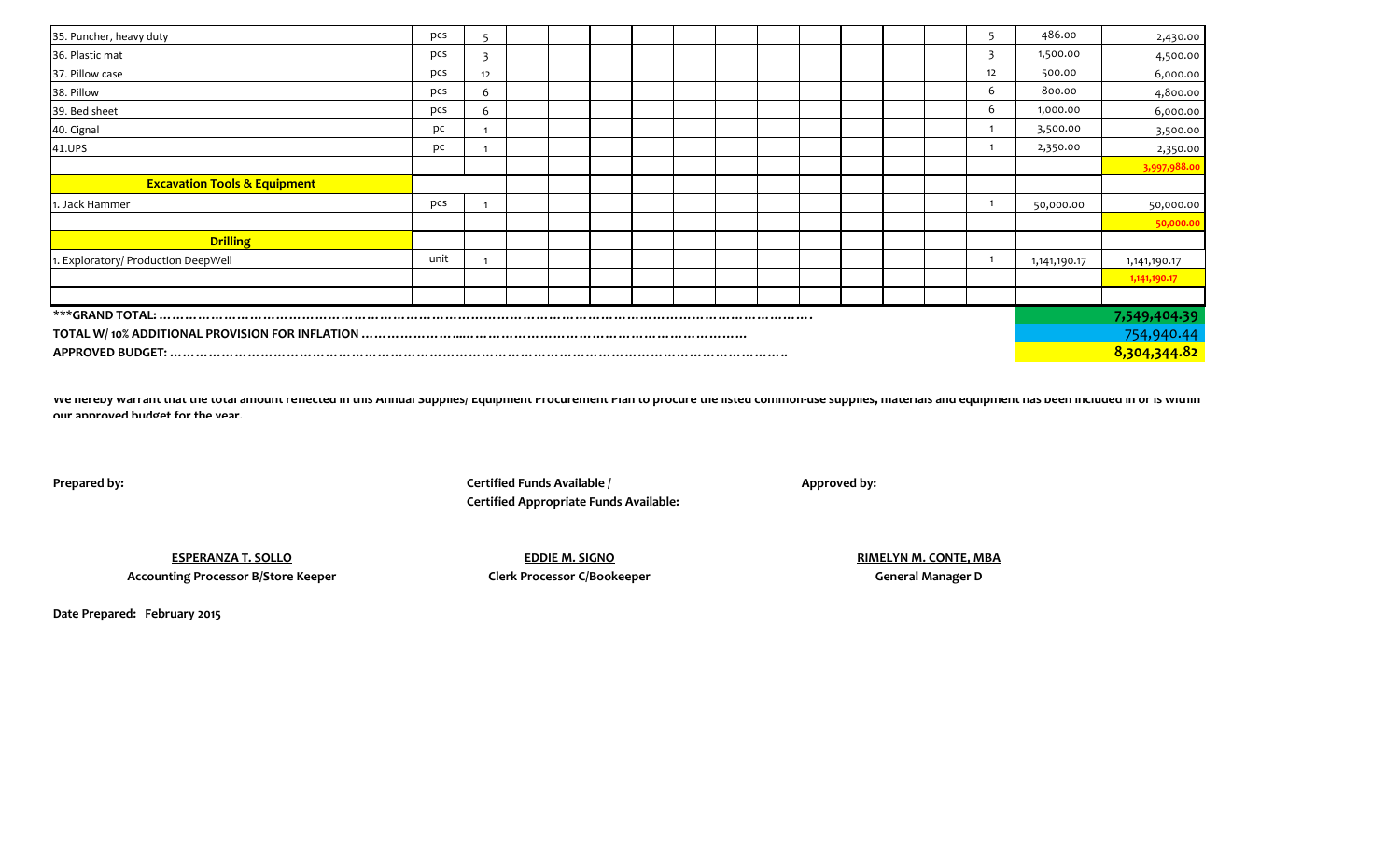| | | | | | | | | | | | | | | | |
|---|---|---|---|---|---|---|---|---|---|---|---|---|---|---|---|
| 35. Puncher, heavy duty | pcs | 5 | | | | | | | | | | | 5 | 486.00 | 2,430.00 |
| 36. Plastic mat | pcs | 3 | | | | | | | | | | | 3 | 1,500.00 | 4,500.00 |
| 37. Pillow case | pcs | 12 | | | | | | | | | | | 12 | 500.00 | 6,000.00 |
| 38. Pillow | pcs | 6 | | | | | | | | | | | 6 | 800.00 | 4,800.00 |
| 39. Bed sheet | pcs | 6 | | | | | | | | | | | 6 | 1,000.00 | 6,000.00 |
| 40. Cignal | pc | 1 | | | | | | | | | | | 1 | 3,500.00 | 3,500.00 |
| 41.UPS | pc | 1 | | | | | | | | | | | 1 | 2,350.00 | 2,350.00 |
| | | | | | | | | | | | | | | | 3,997,988.00 |
| **Excavation Tools & Equipment** | | | | | | | | | | | | | | | |
| 1. Jack Hammer | pcs | 1 | | | | | | | | | | | 1 | 50,000.00 | 50,000.00 |
| | | | | | | | | | | | | | | | 50,000.00 |
| **Drilling** | | | | | | | | | | | | | | | |
| 1. Exploratory/ Production DeepWell | unit | 1 | | | | | | | | | | | 1 | 1,141,190.17 | 1,141,190.17 |
| | | | | | | | | | | | | | | | 1,141,190.17 |
| **\*\*\*GRAND TOTAL: ……………………………………………………………………………………………………….** | | | | | | | | | | | | | | | **7,549,404.39** |
| **TOTAL W/ 10% ADDITIONAL PROVISION FOR INFLATION ……………………...……………………………………………………** | | | | | | | | | | | | | | | 754,940.44 |
| **APPROVED BUDGET: ………………………………………………………………………………………………………………** | | | | | | | | | | | | | | | **8,304,344.82** |

**We hereby warrant that the total amount reflected in this Annual Supplies/ Equipment Procurement Plan to procure the listed common-use supplies, materials and equipment has been included in or is within our approved budget for the year.**

**Prepared by:**

**ESPERANZA T. SOLLO**
**Accounting Processor B/Store Keeper**

**Certified Funds Available /**
**Certified Appropriate Funds Available:**

**EDDIE M. SIGNO**
**Clerk Processor C/Bookeeper**

**Approved by:**

**RIMELYN M. CONTE, MBA**
**General Manager D**

**Date Prepared: February 2015**